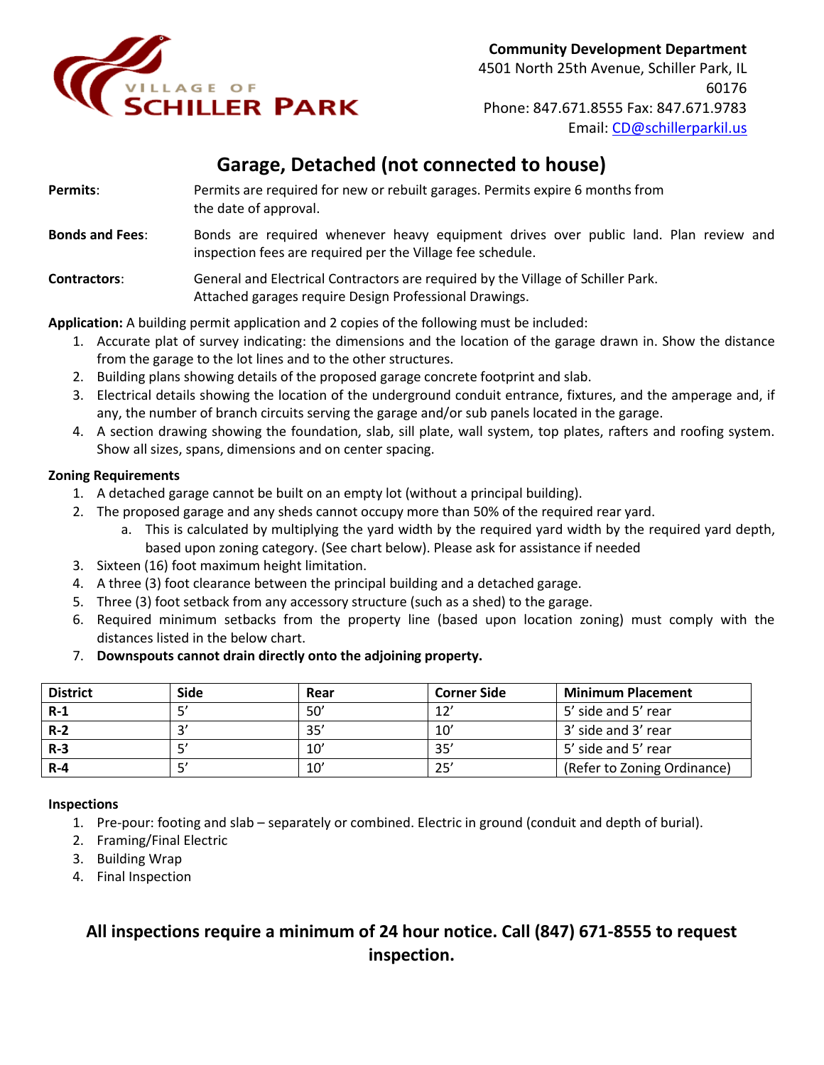**Community Development Department**
4501 North 25th Avenue, Schiller Park, IL 60176
Phone: 847.671.8555 Fax: 847.671.9783
Email: CD@schillerparkil.us

# Garage, Detached (not connected to house)

**Permits**: Permits are required for new or rebuilt garages. Permits expire 6 months from the date of approval.

**Bonds and Fees**: Bonds are required whenever heavy equipment drives over public land. Plan review and inspection fees are required per the Village fee schedule.

**Contractors**: General and Electrical Contractors are required by the Village of Schiller Park. Attached garages require Design Professional Drawings.

**Application:** A building permit application and 2 copies of the following must be included:

1. Accurate plat of survey indicating: the dimensions and the location of the garage drawn in. Show the distance from the garage to the lot lines and to the other structures.
2. Building plans showing details of the proposed garage concrete footprint and slab.
3. Electrical details showing the location of the underground conduit entrance, fixtures, and the amperage and, if any, the number of branch circuits serving the garage and/or sub panels located in the garage.
4. A section drawing showing the foundation, slab, sill plate, wall system, top plates, rafters and roofing system. Show all sizes, spans, dimensions and on center spacing.

**Zoning Requirements**

1. A detached garage cannot be built on an empty lot (without a principal building).
2. The proposed garage and any sheds cannot occupy more than 50% of the required rear yard.
   a. This is calculated by multiplying the yard width by the required yard width by the required yard depth, based upon zoning category. (See chart below). Please ask for assistance if needed
3. Sixteen (16) foot maximum height limitation.
4. A three (3) foot clearance between the principal building and a detached garage.
5. Three (3) foot setback from any accessory structure (such as a shed) to the garage.
6. Required minimum setbacks from the property line (based upon location zoning) must comply with the distances listed in the below chart.
7. **Downspouts cannot drain directly onto the adjoining property.**

| District | Side | Rear | Corner Side | Minimum Placement |
|---|---|---|---|---|
| **R-1** | 5' | 50' | 12' | 5' side and 5' rear |
| **R-2** | 3' | 35' | 10' | 3' side and 3' rear |
| **R-3** | 5' | 10' | 35' | 5' side and 5' rear |
| **R-4** | 5' | 10' | 25' | (Refer to Zoning Ordinance) |

**Inspections**

1. Pre-pour: footing and slab – separately or combined. Electric in ground (conduit and depth of burial).
2. Framing/Final Electric
3. Building Wrap
4. Final Inspection

## All inspections require a minimum of 24 hour notice. Call (847) 671-8555 to request inspection.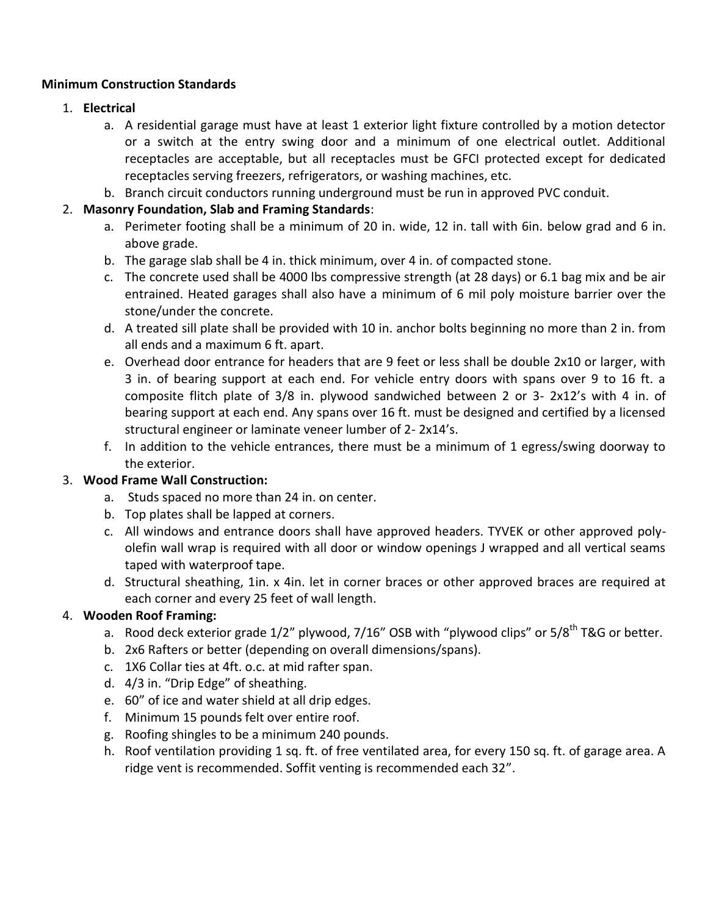**Minimum Construction Standards**

1. **Electrical**
    a. A residential garage must have at least 1 exterior light fixture controlled by a motion detector or a switch at the entry swing door and a minimum of one electrical outlet. Additional receptacles are acceptable, but all receptacles must be GFCI protected except for dedicated receptacles serving freezers, refrigerators, or washing machines, etc.
    b. Branch circuit conductors running underground must be run in approved PVC conduit.
2. **Masonry Foundation, Slab and Framing Standards**:
    a. Perimeter footing shall be a minimum of 20 in. wide, 12 in. tall with 6in. below grad and 6 in. above grade.
    b. The garage slab shall be 4 in. thick minimum, over 4 in. of compacted stone.
    c. The concrete used shall be 4000 lbs compressive strength (at 28 days) or 6.1 bag mix and be air entrained. Heated garages shall also have a minimum of 6 mil poly moisture barrier over the stone/under the concrete.
    d. A treated sill plate shall be provided with 10 in. anchor bolts beginning no more than 2 in. from all ends and a maximum 6 ft. apart.
    e. Overhead door entrance for headers that are 9 feet or less shall be double 2x10 or larger, with 3 in. of bearing support at each end. For vehicle entry doors with spans over 9 to 16 ft. a composite flitch plate of 3/8 in. plywood sandwiched between 2 or 3- 2x12's with 4 in. of bearing support at each end. Any spans over 16 ft. must be designed and certified by a licensed structural engineer or laminate veneer lumber of 2- 2x14's.
    f. In addition to the vehicle entrances, there must be a minimum of 1 egress/swing doorway to the exterior.
3. **Wood Frame Wall Construction:**
    a. Studs spaced no more than 24 in. on center.
    b. Top plates shall be lapped at corners.
    c. All windows and entrance doors shall have approved headers. TYVEK or other approved poly-olefin wall wrap is required with all door or window openings J wrapped and all vertical seams taped with waterproof tape.
    d. Structural sheathing, 1in. x 4in. let in corner braces or other approved braces are required at each corner and every 25 feet of wall length.
4. **Wooden Roof Framing:**
    a. Rood deck exterior grade 1/2" plywood, 7/16" OSB with "plywood clips" or 5/8th T&G or better.
    b. 2x6 Rafters or better (depending on overall dimensions/spans).
    c. 1X6 Collar ties at 4ft. o.c. at mid rafter span.
    d. 4/3 in. "Drip Edge" of sheathing.
    e. 60" of ice and water shield at all drip edges.
    f. Minimum 15 pounds felt over entire roof.
    g. Roofing shingles to be a minimum 240 pounds.
    h. Roof ventilation providing 1 sq. ft. of free ventilated area, for every 150 sq. ft. of garage area. A ridge vent is recommended. Soffit venting is recommended each 32".